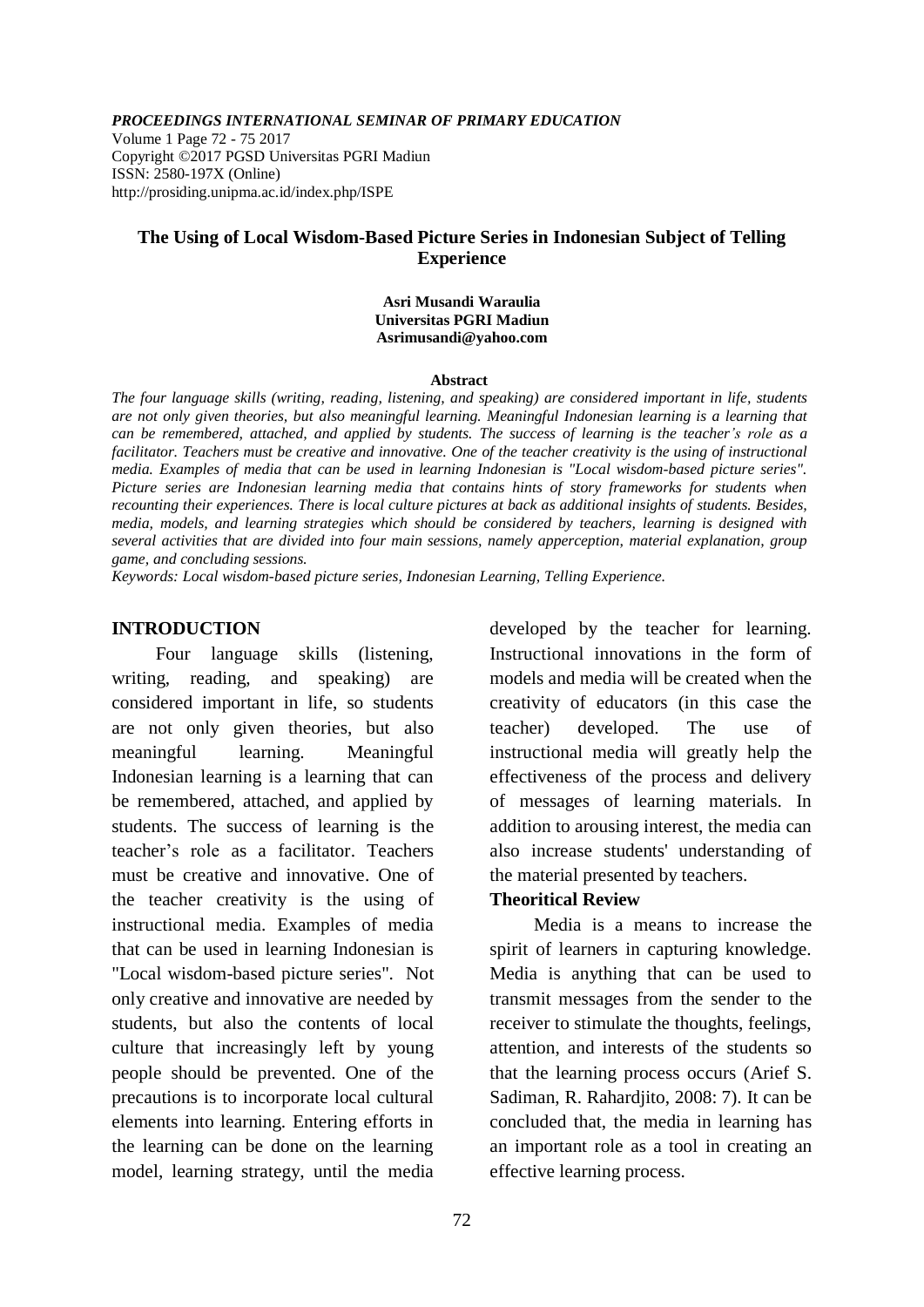# The Using of Local Wisdom-Based Picture Series in Indonesian Subject of Telling Experience

**Asri Musandi Waraulia**
**Universitas PGRI Madiun**
**Asrimusandi@yahoo.com**

**Abstract**

*The four language skills (writing, reading, listening, and speaking) are considered important in life, students are not only given theories, but also meaningful learning. Meaningful Indonesian learning is a learning that can be remembered, attached, and applied by students. The success of learning is the teacher's role as a facilitator. Teachers must be creative and innovative. One of the teacher creativity is the using of instructional media. Examples of media that can be used in learning Indonesian is "Local wisdom-based picture series". Picture series are Indonesian learning media that contains hints of story frameworks for students when recounting their experiences. There is local culture pictures at back as additional insights of students. Besides, media, models, and learning strategies which should be considered by teachers, learning is designed with several activities that are divided into four main sessions, namely apperception, material explanation, group game, and concluding sessions.*

*Keywords: Local wisdom-based picture series, Indonesian Learning, Telling Experience.*

## INTRODUCTION

Four language skills (listening, writing, reading, and speaking) are considered important in life, so students are not only given theories, but also meaningful learning. Meaningful Indonesian learning is a learning that can be remembered, attached, and applied by students. The success of learning is the teacher's role as a facilitator. Teachers must be creative and innovative. One of the teacher creativity is the using of instructional media. Examples of media that can be used in learning Indonesian is "Local wisdom-based picture series". Not only creative and innovative are needed by students, but also the contents of local culture that increasingly left by young people should be prevented. One of the precautions is to incorporate local cultural elements into learning. Entering efforts in the learning can be done on the learning model, learning strategy, until the media developed by the teacher for learning. Instructional innovations in the form of models and media will be created when the creativity of educators (in this case the teacher) developed. The use of instructional media will greatly help the effectiveness of the process and delivery of messages of learning materials. In addition to arousing interest, the media can also increase students' understanding of the material presented by teachers.

### Theoritical Review

Media is a means to increase the spirit of learners in capturing knowledge. Media is anything that can be used to transmit messages from the sender to the receiver to stimulate the thoughts, feelings, attention, and interests of the students so that the learning process occurs (Arief S. Sadiman, R. Rahardjito, 2008: 7). It can be concluded that, the media in learning has an important role as a tool in creating an effective learning process.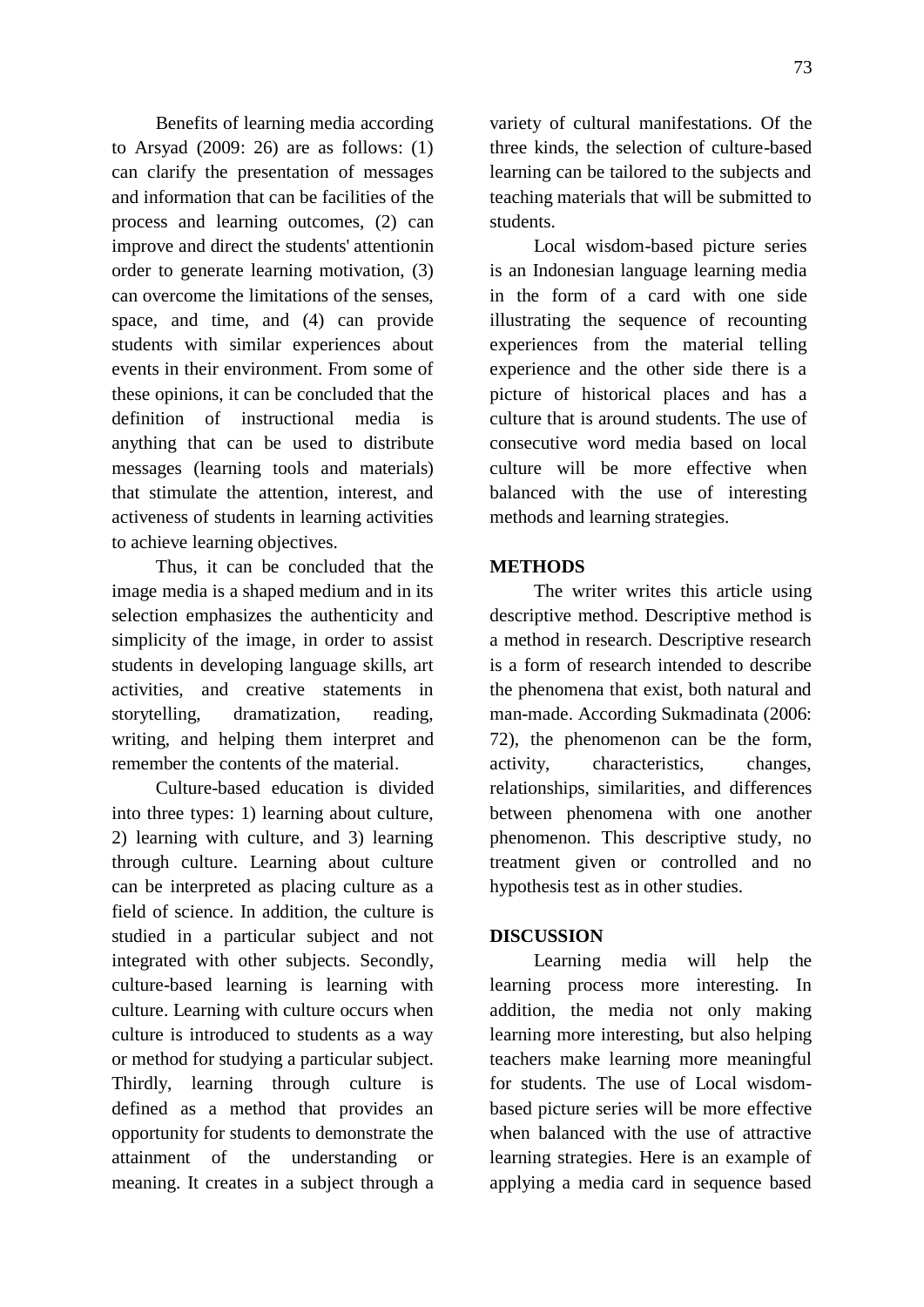Benefits of learning media according to Arsyad (2009: 26) are as follows: (1) can clarify the presentation of messages and information that can be facilities of the process and learning outcomes, (2) can improve and direct the students' attentionin order to generate learning motivation, (3) can overcome the limitations of the senses, space, and time, and (4) can provide students with similar experiences about events in their environment. From some of these opinions, it can be concluded that the definition of instructional media is anything that can be used to distribute messages (learning tools and materials) that stimulate the attention, interest, and activeness of students in learning activities to achieve learning objectives.

Thus, it can be concluded that the image media is a shaped medium and in its selection emphasizes the authenticity and simplicity of the image, in order to assist students in developing language skills, art activities, and creative statements in storytelling, dramatization, reading, writing, and helping them interpret and remember the contents of the material.

Culture-based education is divided into three types: 1) learning about culture, 2) learning with culture, and 3) learning through culture. Learning about culture can be interpreted as placing culture as a field of science. In addition, the culture is studied in a particular subject and not integrated with other subjects. Secondly, culture-based learning is learning with culture. Learning with culture occurs when culture is introduced to students as a way or method for studying a particular subject. Thirdly, learning through culture is defined as a method that provides an opportunity for students to demonstrate the attainment of the understanding or meaning. It creates in a subject through a variety of cultural manifestations. Of the three kinds, the selection of culture-based learning can be tailored to the subjects and teaching materials that will be submitted to students.

Local wisdom-based picture series is an Indonesian language learning media in the form of a card with one side illustrating the sequence of recounting experiences from the material telling experience and the other side there is a picture of historical places and has a culture that is around students. The use of consecutive word media based on local culture will be more effective when balanced with the use of interesting methods and learning strategies.

## METHODS

The writer writes this article using descriptive method. Descriptive method is a method in research. Descriptive research is a form of research intended to describe the phenomena that exist, both natural and man-made. According Sukmadinata (2006: 72), the phenomenon can be the form, activity, characteristics, changes, relationships, similarities, and differences between phenomena with one another phenomenon. This descriptive study, no treatment given or controlled and no hypothesis test as in other studies.

## DISCUSSION

Learning media will help the learning process more interesting. In addition, the media not only making learning more interesting, but also helping teachers make learning more meaningful for students. The use of Local wisdom-based picture series will be more effective when balanced with the use of attractive learning strategies. Here is an example of applying a media card in sequence based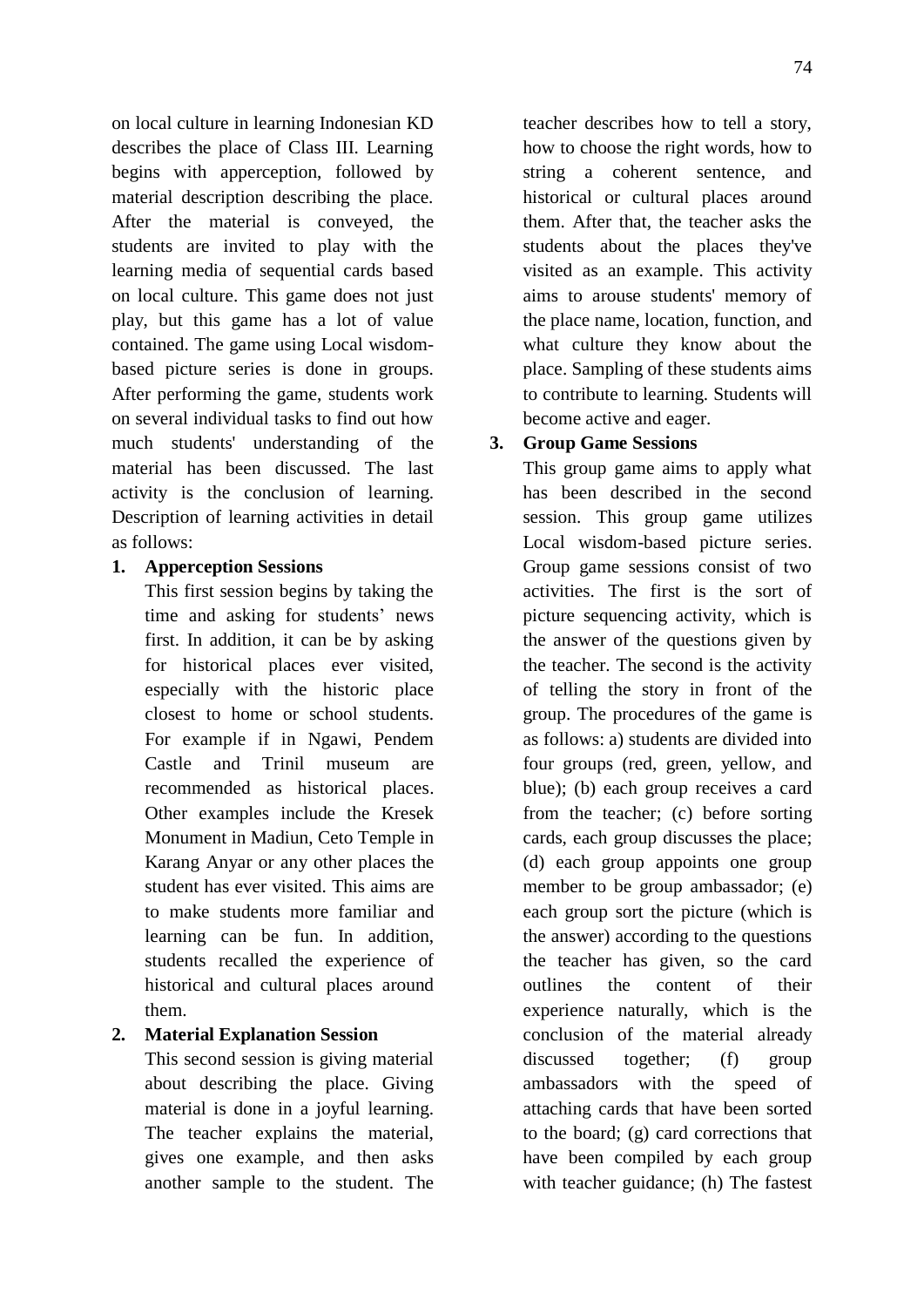on local culture in learning Indonesian KD describes the place of Class III. Learning begins with apperception, followed by material description describing the place. After the material is conveyed, the students are invited to play with the learning media of sequential cards based on local culture. This game does not just play, but this game has a lot of value contained. The game using Local wisdom-based picture series is done in groups. After performing the game, students work on several individual tasks to find out how much students' understanding of the material has been discussed. The last activity is the conclusion of learning. Description of learning activities in detail as follows:

1. **Apperception Sessions**

   This first session begins by taking the time and asking for students' news first. In addition, it can be by asking for historical places ever visited, especially with the historic place closest to home or school students. For example if in Ngawi, Pendem Castle and Trinil museum are recommended as historical places. Other examples include the Kresek Monument in Madiun, Ceto Temple in Karang Anyar or any other places the student has ever visited. This aims are to make students more familiar and learning can be fun. In addition, students recalled the experience of historical and cultural places around them.

2. **Material Explanation Session**

   This second session is giving material about describing the place. Giving material is done in a joyful learning. The teacher explains the material, gives one example, and then asks another sample to the student. The teacher describes how to tell a story, how to choose the right words, how to string a coherent sentence, and historical or cultural places around them. After that, the teacher asks the students about the places they've visited as an example. This activity aims to arouse students' memory of the place name, location, function, and what culture they know about the place. Sampling of these students aims to contribute to learning. Students will become active and eager.

3. **Group Game Sessions**

   This group game aims to apply what has been described in the second session. This group game utilizes Local wisdom-based picture series. Group game sessions consist of two activities. The first is the sort of picture sequencing activity, which is the answer of the questions given by the teacher. The second is the activity of telling the story in front of the group. The procedures of the game is as follows: a) students are divided into four groups (red, green, yellow, and blue); (b) each group receives a card from the teacher; (c) before sorting cards, each group discusses the place; (d) each group appoints one group member to be group ambassador; (e) each group sort the picture (which is the answer) according to the questions the teacher has given, so the card outlines the content of their experience naturally, which is the conclusion of the material already discussed together; (f) group ambassadors with the speed of attaching cards that have been sorted to the board; (g) card corrections that have been compiled by each group with teacher guidance; (h) The fastest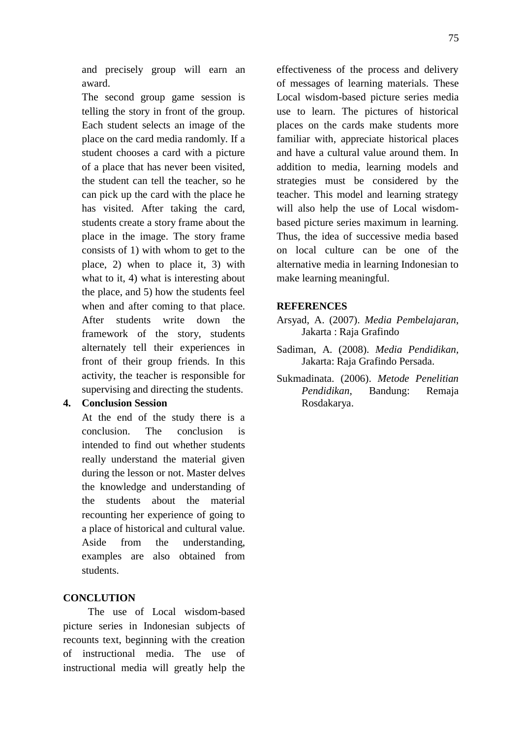and precisely group will earn an award.

The second group game session is telling the story in front of the group. Each student selects an image of the place on the card media randomly. If a student chooses a card with a picture of a place that has never been visited, the student can tell the teacher, so he can pick up the card with the place he has visited. After taking the card, students create a story frame about the place in the image. The story frame consists of 1) with whom to get to the place, 2) when to place it, 3) with what to it, 4) what is interesting about the place, and 5) how the students feel when and after coming to that place. After students write down the framework of the story, students alternately tell their experiences in front of their group friends. In this activity, the teacher is responsible for supervising and directing the students.

4. **Conclusion Session**

   At the end of the study there is a conclusion. The conclusion is intended to find out whether students really understand the material given during the lesson or not. Master delves the knowledge and understanding of the students about the material recounting her experience of going to a place of historical and cultural value. Aside from the understanding, examples are also obtained from students.

## CONCLUTION

The use of Local wisdom-based picture series in Indonesian subjects of recounts text, beginning with the creation of instructional media. The use of instructional media will greatly help the effectiveness of the process and delivery of messages of learning materials. These Local wisdom-based picture series media use to learn. The pictures of historical places on the cards make students more familiar with, appreciate historical places and have a cultural value around them. In addition to media, learning models and strategies must be considered by the teacher. This model and learning strategy will also help the use of Local wisdom-based picture series maximum in learning. Thus, the idea of successive media based on local culture can be one of the alternative media in learning Indonesian to make learning meaningful.

## REFERENCES

Arsyad, A. (2007). *Media Pembelajaran*, Jakarta : Raja Grafindo

Sadiman, A. (2008). *Media Pendidikan*, Jakarta: Raja Grafindo Persada.

Sukmadinata. (2006). *Metode Penelitian Pendidikan*, Bandung: Remaja Rosdakarya.